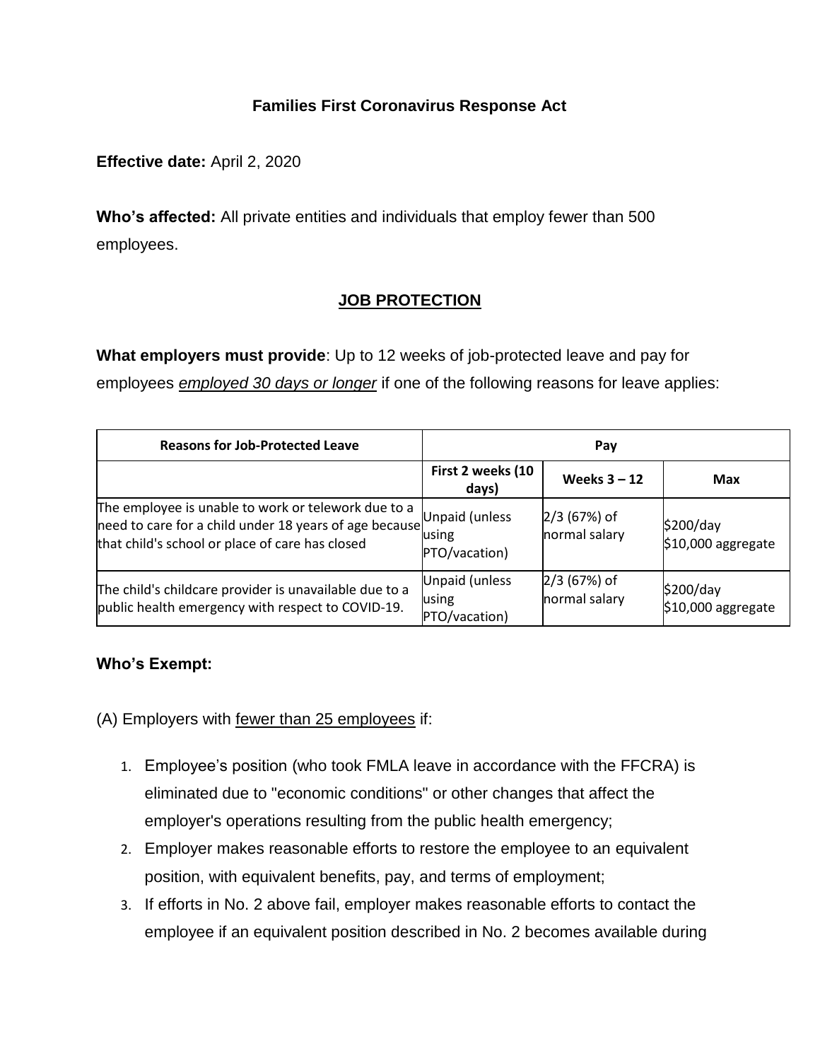# Families First Coronavirus Response Act

**Effective date:** April 2, 2020

**Who's affected:** All private entities and individuals that employ fewer than 500 employees.

## JOB PROTECTION

**What employers must provide**: Up to 12 weeks of job-protected leave and pay for employees ***employed 30 days or longer*** if one of the following reasons for leave applies:

| Reasons for Job-Protected Leave | Pay | | |
|---|---|---|---|
| | First 2 weeks (10 days) | Weeks 3 – 12 | Max |
| The employee is unable to work or telework due to a need to care for a child under 18 years of age because that child's school or place of care has closed | Unpaid (unless using PTO/vacation) | 2/3 (67%) of normal salary | $200/day $10,000 aggregate |
| The child's childcare provider is unavailable due to a public health emergency with respect to COVID-19. | Unpaid (unless using PTO/vacation) | 2/3 (67%) of normal salary | $200/day $10,000 aggregate |

**Who's Exempt:**

(A) Employers with fewer than 25 employees if:

1. Employee's position (who took FMLA leave in accordance with the FFCRA) is eliminated due to "economic conditions" or other changes that affect the employer's operations resulting from the public health emergency;
2. Employer makes reasonable efforts to restore the employee to an equivalent position, with equivalent benefits, pay, and terms of employment;
3. If efforts in No. 2 above fail, employer makes reasonable efforts to contact the employee if an equivalent position described in No. 2 becomes available during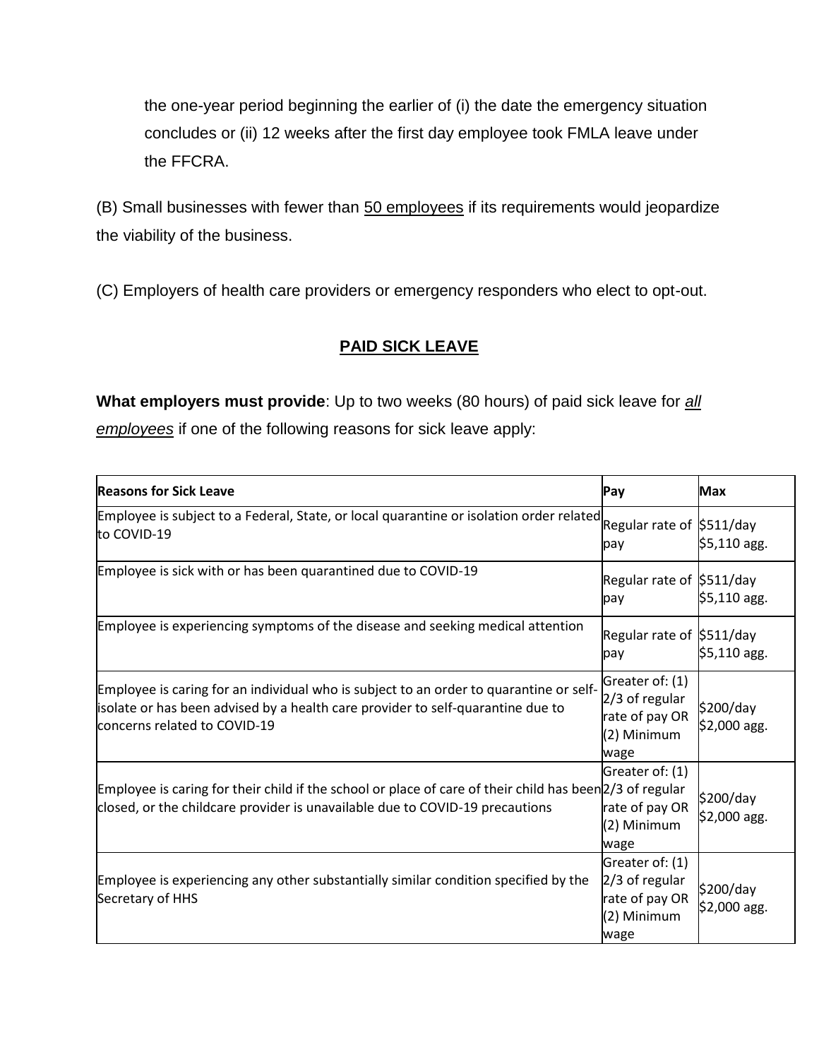the one-year period beginning the earlier of (i) the date the emergency situation concludes or (ii) 12 weeks after the first day employee took FMLA leave under the FFCRA.

(B) Small businesses with fewer than 50 employees if its requirements would jeopardize the viability of the business.

(C) Employers of health care providers or emergency responders who elect to opt-out.

## PAID SICK LEAVE

**What employers must provide**: Up to two weeks (80 hours) of paid sick leave for *all employees* if one of the following reasons for sick leave apply:

| Reasons for Sick Leave | Pay | Max |
|---|---|---|
| Employee is subject to a Federal, State, or local quarantine or isolation order related to COVID-19 | Regular rate of pay | $511/day $5,110 agg. |
| Employee is sick with or has been quarantined due to COVID-19 | Regular rate of pay | $511/day $5,110 agg. |
| Employee is experiencing symptoms of the disease and seeking medical attention | Regular rate of pay | $511/day $5,110 agg. |
| Employee is caring for an individual who is subject to an order to quarantine or self-isolate or has been advised by a health care provider to self-quarantine due to concerns related to COVID-19 | Greater of: (1) 2/3 of regular rate of pay OR (2) Minimum wage | $200/day $2,000 agg. |
| Employee is caring for their child if the school or place of care of their child has been closed, or the childcare provider is unavailable due to COVID-19 precautions | Greater of: (1) 2/3 of regular rate of pay OR (2) Minimum wage | $200/day $2,000 agg. |
| Employee is experiencing any other substantially similar condition specified by the Secretary of HHS | Greater of: (1) 2/3 of regular rate of pay OR (2) Minimum wage | $200/day $2,000 agg. |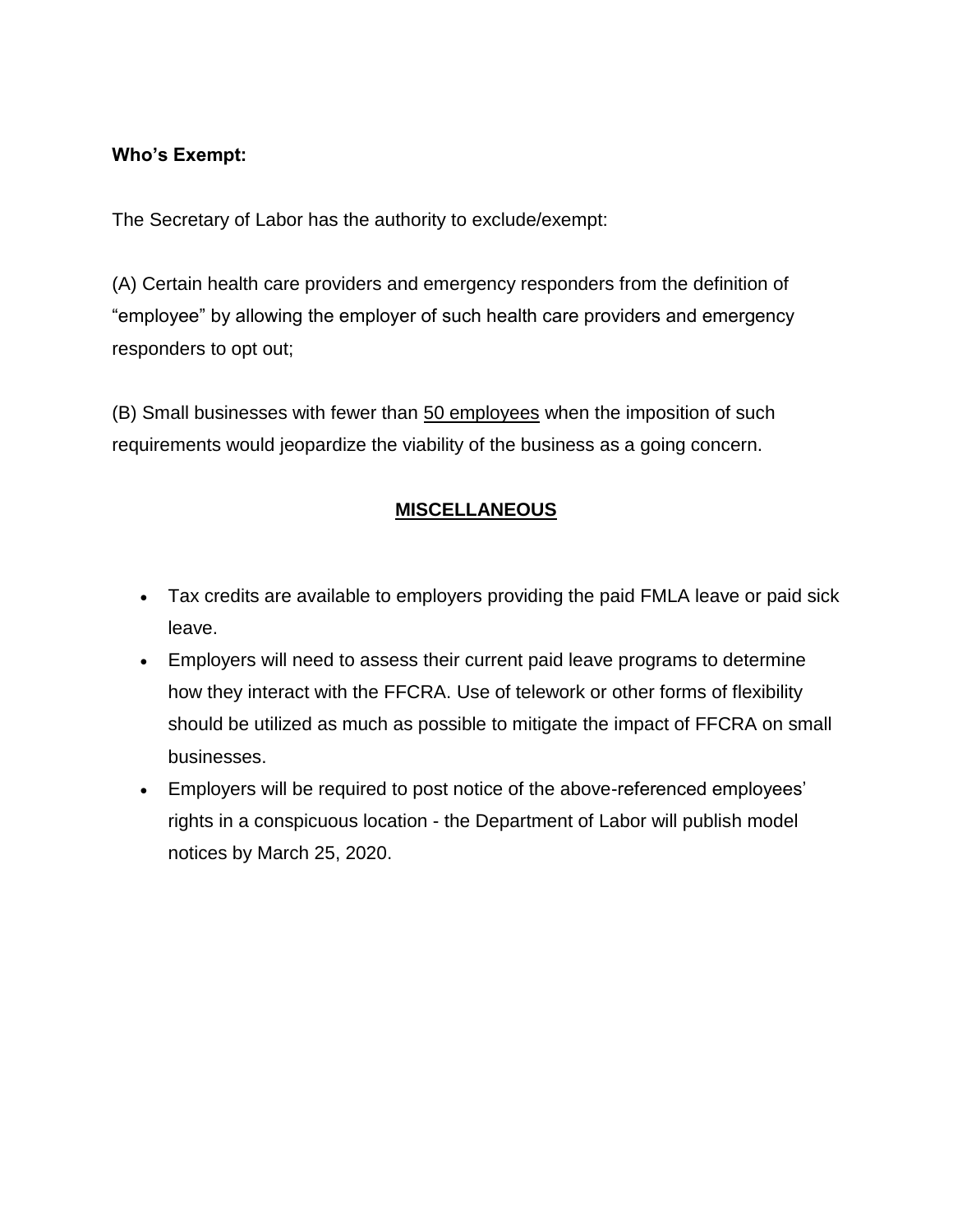**Who's Exempt:**

The Secretary of Labor has the authority to exclude/exempt:

(A) Certain health care providers and emergency responders from the definition of "employee" by allowing the employer of such health care providers and emergency responders to opt out;

(B) Small businesses with fewer than <u>50 employees</u> when the imposition of such requirements would jeopardize the viability of the business as a going concern.

## <u>MISCELLANEOUS</u>

- Tax credits are available to employers providing the paid FMLA leave or paid sick leave.
- Employers will need to assess their current paid leave programs to determine how they interact with the FFCRA. Use of telework or other forms of flexibility should be utilized as much as possible to mitigate the impact of FFCRA on small businesses.
- Employers will be required to post notice of the above-referenced employees' rights in a conspicuous location - the Department of Labor will publish model notices by March 25, 2020.